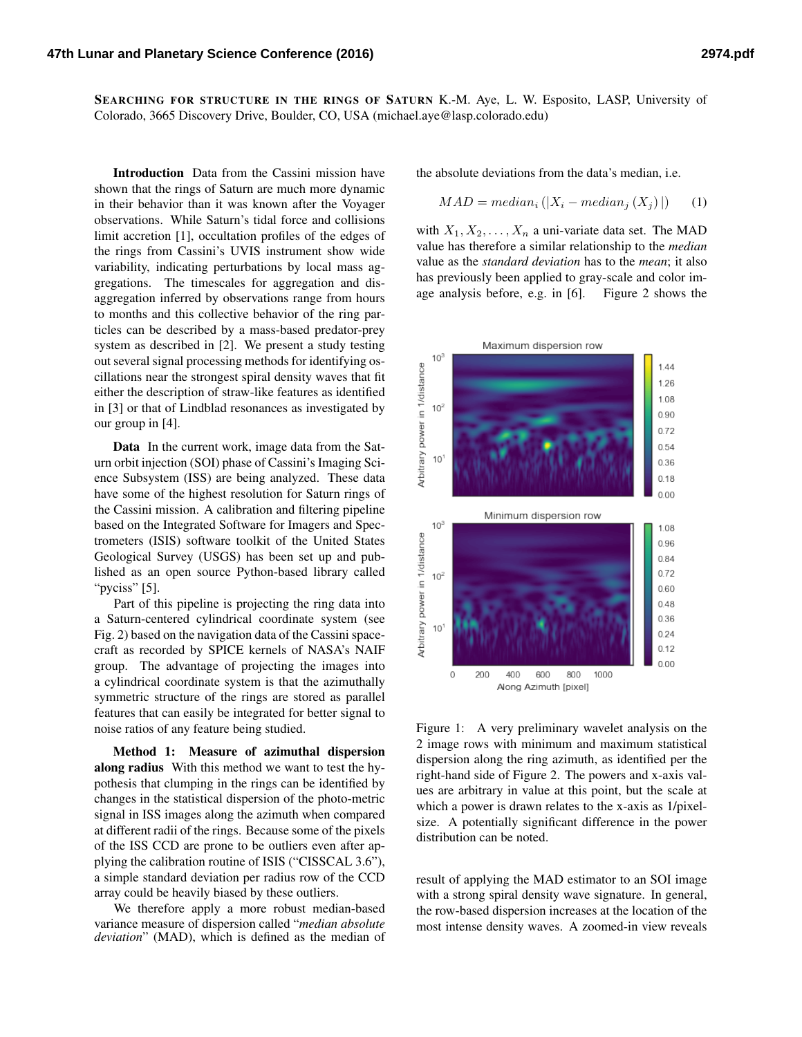**Searching for structure in the rings of Saturn** K.-M. Aye, L. W. Esposito, LASP, University of Colorado, 3665 Discovery Drive, Boulder, CO, USA (michael.aye@lasp.colorado.edu)

**Introduction** Data from the Cassini mission have shown that the rings of Saturn are much more dynamic in their behavior than it was known after the Voyager observations. While Saturn's tidal force and collisions limit accretion [1], occultation profiles of the edges of the rings from Cassini's UVIS instrument show wide variability, indicating perturbations by local mass aggregations. The timescales for aggregation and disaggregation inferred by observations range from hours to months and this collective behavior of the ring particles can be described by a mass-based predator-prey system as described in [2]. We present a study testing out several signal processing methods for identifying oscillations near the strongest spiral density waves that fit either the description of straw-like features as identified in [3] or that of Lindblad resonances as investigated by our group in [4].

**Data** In the current work, image data from the Saturn orbit injection (SOI) phase of Cassini's Imaging Science Subsystem (ISS) are being analyzed. These data have some of the highest resolution for Saturn rings of the Cassini mission. A calibration and filtering pipeline based on the Integrated Software for Imagers and Spectrometers (ISIS) software toolkit of the United States Geological Survey (USGS) has been set up and published as an open source Python-based library called "pyciss" [5].

Part of this pipeline is projecting the ring data into a Saturn-centered cylindrical coordinate system (see Fig. 2) based on the navigation data of the Cassini spacecraft as recorded by SPICE kernels of NASA's NAIF group. The advantage of projecting the images into a cylindrical coordinate system is that the azimuthally symmetric structure of the rings are stored as parallel features that can easily be integrated for better signal to noise ratios of any feature being studied.

**Method 1: Measure of azimuthal dispersion along radius** With this method we want to test the hypothesis that clumping in the rings can be identified by changes in the statistical dispersion of the photo-metric signal in ISS images along the azimuth when compared at different radii of the rings. Because some of the pixels of the ISS CCD are prone to be outliers even after applying the calibration routine of ISIS ("CISSCAL 3.6"), a simple standard deviation per radius row of the CCD array could be heavily biased by these outliers.

We therefore apply a more robust median-based variance measure of dispersion called "*median absolute deviation*" (MAD), which is defined as the median of the absolute deviations from the data's median, i.e.

$$MAD = median_i\left(|X_i - median_j\left(X_j\right)|\right) \qquad (1)$$

with $X_1, X_2, \ldots, X_n$ a uni-variate data set. The MAD value has therefore a similar relationship to the *median* value as the *standard deviation* has to the *mean*; it also has previously been applied to gray-scale and color image analysis before, e.g. in [6]. Figure 2 shows the result of applying the MAD estimator to an SOI image with a strong spiral density wave signature. In general, the row-based dispersion increases at the location of the most intense density waves. A zoomed-in view reveals

Figure 1: A very preliminary wavelet analysis on the 2 image rows with minimum and maximum statistical dispersion along the ring azimuth, as identified per the right-hand side of Figure 2. The powers and x-axis values are arbitrary in value at this point, but the scale at which a power is drawn relates to the x-axis as 1/pixel-size. A potentially significant difference in the power distribution can be noted.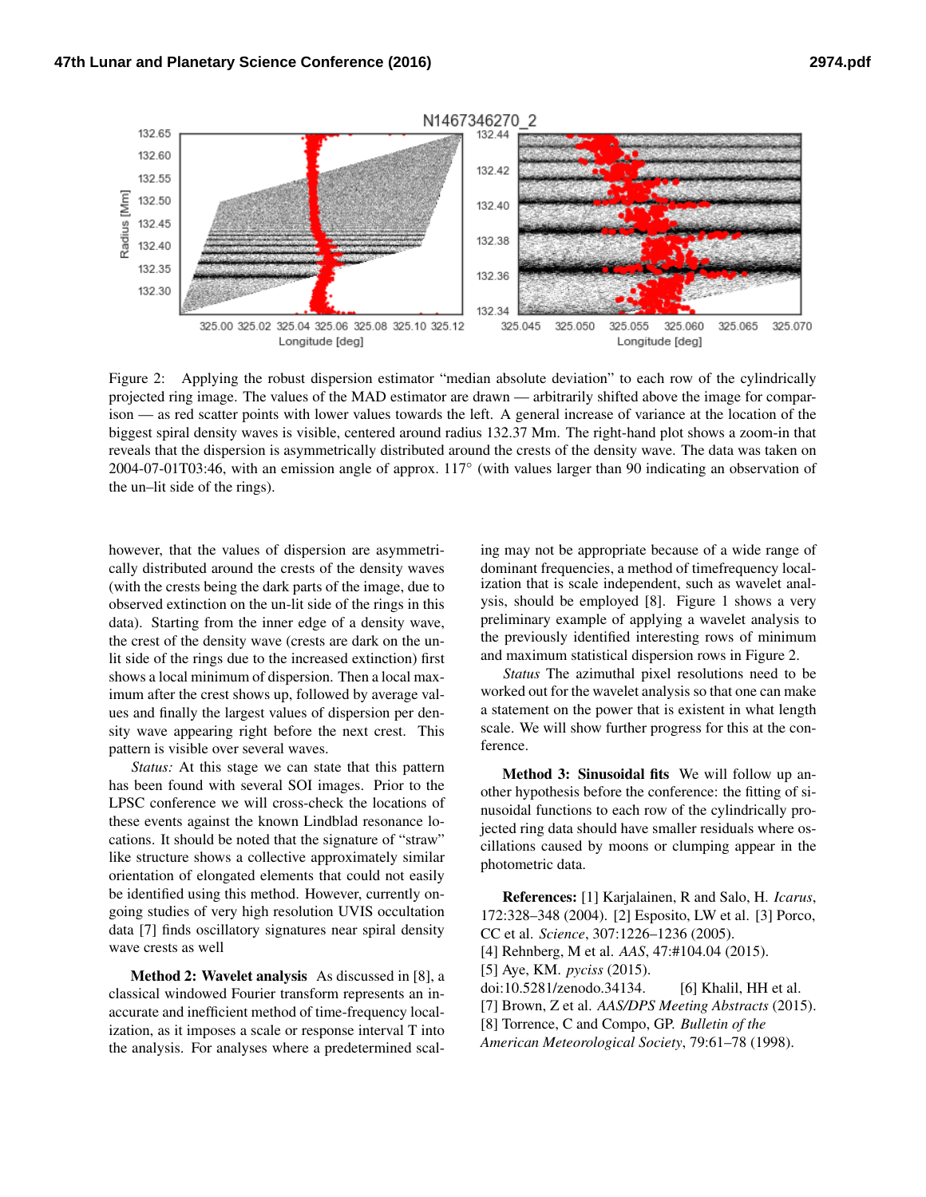N1467346270_2

132.65
132.60
132.55
132.50
132.45
132.40
132.35
132.30

Radius [Mm]

325.00 325.02 325.04 325.06 325.08 325.10 325.12

Longitude [deg]

132.44
132.42
132.40
132.38
132.36
132.34

325.045 325.050 325.055 325.060 325.065 325.070

Longitude [deg]

Figure 2: Applying the robust dispersion estimator "median absolute deviation" to each row of the cylindrically projected ring image. The values of the MAD estimator are drawn — arbitrarily shifted above the image for comparison — as red scatter points with lower values towards the left. A general increase of variance at the location of the biggest spiral density waves is visible, centered around radius 132.37 Mm. The right-hand plot shows a zoom-in that reveals that the dispersion is asymmetrically distributed around the crests of the density wave. The data was taken on 2004-07-01T03:46, with an emission angle of approx. 117° (with values larger than 90 indicating an observation of the un–lit side of the rings).

however, that the values of dispersion are asymmetrically distributed around the crests of the density waves (with the crests being the dark parts of the image, due to observed extinction on the un-lit side of the rings in this data). Starting from the inner edge of a density wave, the crest of the density wave (crests are dark on the un-lit side of the rings due to the increased extinction) first shows a local minimum of dispersion. Then a local maximum after the crest shows up, followed by average values and finally the largest values of dispersion per density wave appearing right before the next crest. This pattern is visible over several waves.

*Status:* At this stage we can state that this pattern has been found with several SOI images. Prior to the LPSC conference we will cross-check the locations of these events against the known Lindblad resonance locations. It should be noted that the signature of "straw" like structure shows a collective approximately similar orientation of elongated elements that could not easily be identified using this method. However, currently ongoing studies of very high resolution UVIS occultation data [7] finds oscillatory signatures near spiral density wave crests as well

**Method 2: Wavelet analysis** As discussed in [8], a classical windowed Fourier transform represents an inaccurate and inefficient method of time-frequency localization, as it imposes a scale or response interval T into the analysis. For analyses where a predetermined scaling may not be appropriate because of a wide range of dominant frequencies, a method of timefrequency localization that is scale independent, such as wavelet analysis, should be employed [8]. Figure 1 shows a very preliminary example of applying a wavelet analysis to the previously identified interesting rows of minimum and maximum statistical dispersion rows in Figure 2.

*Status* The azimuthal pixel resolutions need to be worked out for the wavelet analysis so that one can make a statement on the power that is existent in what length scale. We will show further progress for this at the conference.

**Method 3: Sinusoidal fits** We will follow up another hypothesis before the conference: the fitting of sinusoidal functions to each row of the cylindrically projected ring data should have smaller residuals where oscillations caused by moons or clumping appear in the photometric data.

**References:** [1] Karjalainen, R and Salo, H. *Icarus*, 172:328–348 (2004). [2] Esposito, LW et al. [3] Porco, CC et al. *Science*, 307:1226–1236 (2005).
[4] Rehnberg, M et al. *AAS*, 47:#104.04 (2015).
[5] Aye, KM. *pyciss* (2015).
doi:10.5281/zenodo.34134. [6] Khalil, HH et al.
[7] Brown, Z et al. *AAS/DPS Meeting Abstracts* (2015).
[8] Torrence, C and Compo, GP. *Bulletin of the American Meteorological Society*, 79:61–78 (1998).